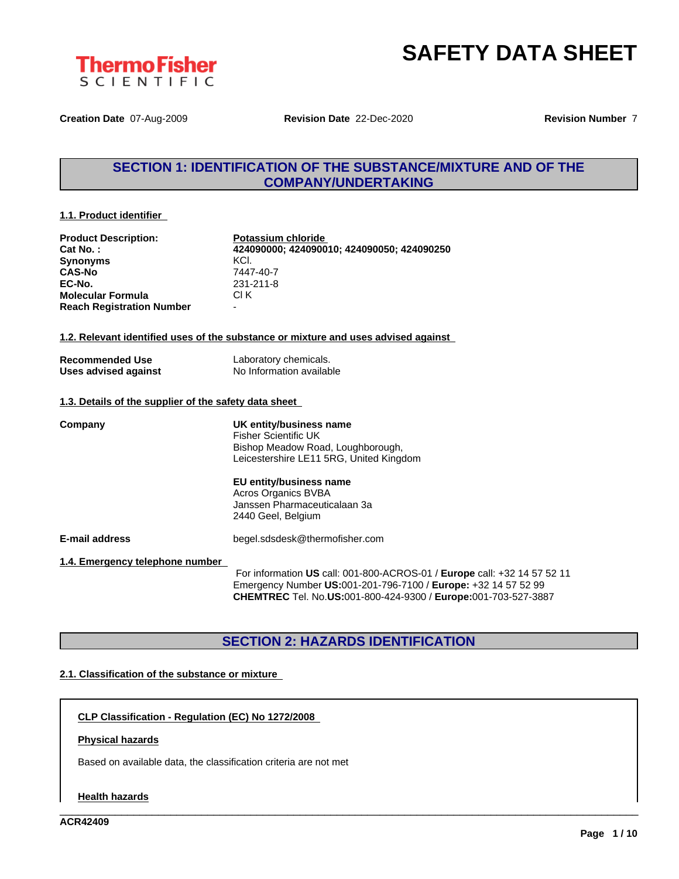ThermoFisher SCIENTIFIC

# SAFETY DATA SHEET

**Creation Date** 07-Aug-2009 **Revision Date** 22-Dec-2020 **Revision Number** 7

## SECTION 1: IDENTIFICATION OF THE SUBSTANCE/MIXTURE AND OF THE COMPANY/UNDERTAKING

### 1.1. Product identifier

| | |
|---|---|
| **Product Description:** | **Potassium chloride** |
| **Cat No. :** | **424090000; 424090010; 424090050; 424090250** |
| **Synonyms** | KCl. |
| **CAS-No** | 7447-40-7 |
| **EC-No.** | 231-211-8 |
| **Molecular Formula** | Cl K |
| **Reach Registration Number** | - |

### 1.2. Relevant identified uses of the substance or mixture and uses advised against

| | |
|---|---|
| **Recommended Use** | Laboratory chemicals. |
| **Uses advised against** | No Information available |

### 1.3. Details of the supplier of the safety data sheet

**Company**

**UK entity/business name**
Fisher Scientific UK
Bishop Meadow Road, Loughborough,
Leicestershire LE11 5RG, United Kingdom

**EU entity/business name**
Acros Organics BVBA
Janssen Pharmaceuticalaan 3a
2440 Geel, Belgium

**E-mail address** begel.sdsdesk@thermofisher.com

### 1.4. Emergency telephone number

For information **US** call: 001-800-ACROS-01 / **Europe** call: +32 14 57 52 11
Emergency Number **US:**001-201-796-7100 / **Europe:** +32 14 57 52 99
**CHEMTREC** Tel. No.**US:**001-800-424-9300 / **Europe:**001-703-527-3887

## SECTION 2: HAZARDS IDENTIFICATION

### 2.1. Classification of the substance or mixture

**CLP Classification - Regulation (EC) No 1272/2008**

**Physical hazards**

Based on available data, the classification criteria are not met

**Health hazards**

ACR42409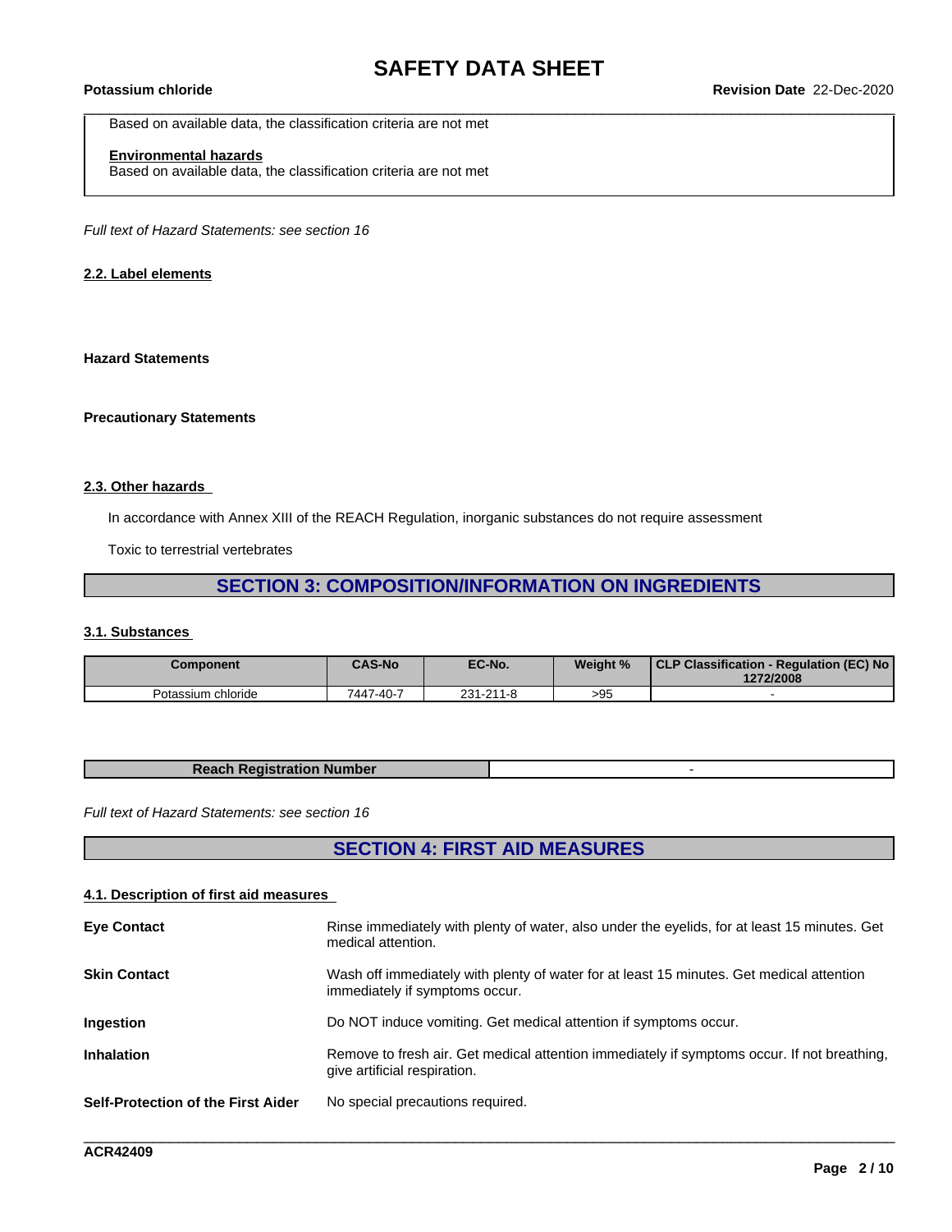Based on available data, the classification criteria are not met

**Environmental hazards**
Based on available data, the classification criteria are not met

*Full text of Hazard Statements: see section 16*

### 2.2. Label elements

**Hazard Statements**

**Precautionary Statements**

### 2.3. Other hazards

In accordance with Annex XIII of the REACH Regulation, inorganic substances do not require assessment

Toxic to terrestrial vertebrates

## SECTION 3: COMPOSITION/INFORMATION ON INGREDIENTS

### 3.1. Substances

| Component | CAS-No | EC-No. | Weight % | CLP Classification - Regulation (EC) No 1272/2008 |
|---|---|---|---|---|
| Potassium chloride | 7447-40-7 | 231-211-8 | >95 | - |

| Reach Registration Number | - |
|---|---|

*Full text of Hazard Statements: see section 16*

## SECTION 4: FIRST AID MEASURES

### 4.1. Description of first aid measures

**Eye Contact**
Rinse immediately with plenty of water, also under the eyelids, for at least 15 minutes. Get medical attention.

**Skin Contact**
Wash off immediately with plenty of water for at least 15 minutes. Get medical attention immediately if symptoms occur.

**Ingestion**
Do NOT induce vomiting. Get medical attention if symptoms occur.

**Inhalation**
Remove to fresh air. Get medical attention immediately if symptoms occur. If not breathing, give artificial respiration.

**Self-Protection of the First Aider**
No special precautions required.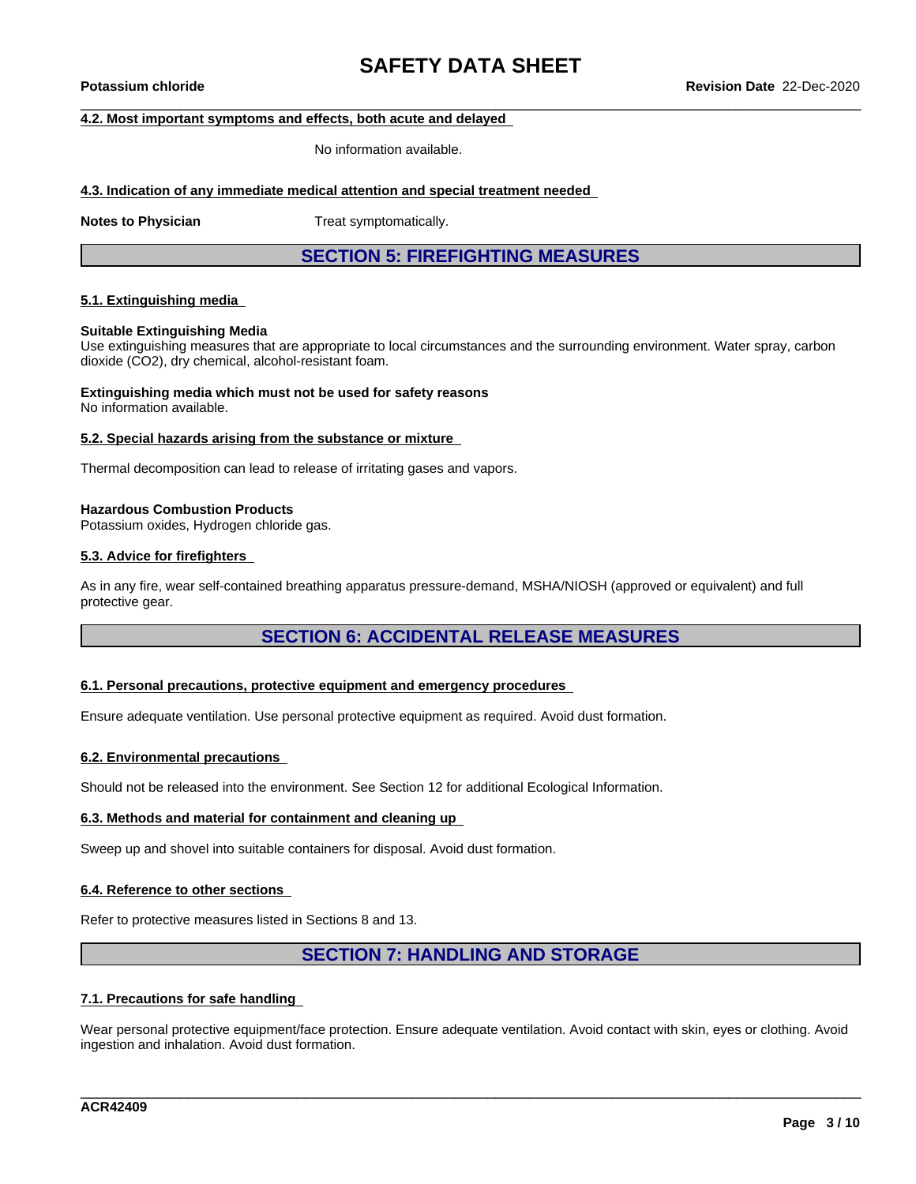### 4.2. Most important symptoms and effects, both acute and delayed

No information available.

### 4.3. Indication of any immediate medical attention and special treatment needed

**Notes to Physician** Treat symptomatically.

## SECTION 5: FIREFIGHTING MEASURES

### 5.1. Extinguishing media

**Suitable Extinguishing Media**
Use extinguishing measures that are appropriate to local circumstances and the surrounding environment. Water spray, carbon dioxide ($CO_2$), dry chemical, alcohol-resistant foam.

**Extinguishing media which must not be used for safety reasons**
No information available.

### 5.2. Special hazards arising from the substance or mixture

Thermal decomposition can lead to release of irritating gases and vapors.

**Hazardous Combustion Products**
Potassium oxides, Hydrogen chloride gas.

### 5.3. Advice for firefighters

As in any fire, wear self-contained breathing apparatus pressure-demand, MSHA/NIOSH (approved or equivalent) and full protective gear.

## SECTION 6: ACCIDENTAL RELEASE MEASURES

### 6.1. Personal precautions, protective equipment and emergency procedures

Ensure adequate ventilation. Use personal protective equipment as required. Avoid dust formation.

### 6.2. Environmental precautions

Should not be released into the environment. See Section 12 for additional Ecological Information.

### 6.3. Methods and material for containment and cleaning up

Sweep up and shovel into suitable containers for disposal. Avoid dust formation.

### 6.4. Reference to other sections

Refer to protective measures listed in Sections 8 and 13.

## SECTION 7: HANDLING AND STORAGE

### 7.1. Precautions for safe handling

Wear personal protective equipment/face protection. Ensure adequate ventilation. Avoid contact with skin, eyes or clothing. Avoid ingestion and inhalation. Avoid dust formation.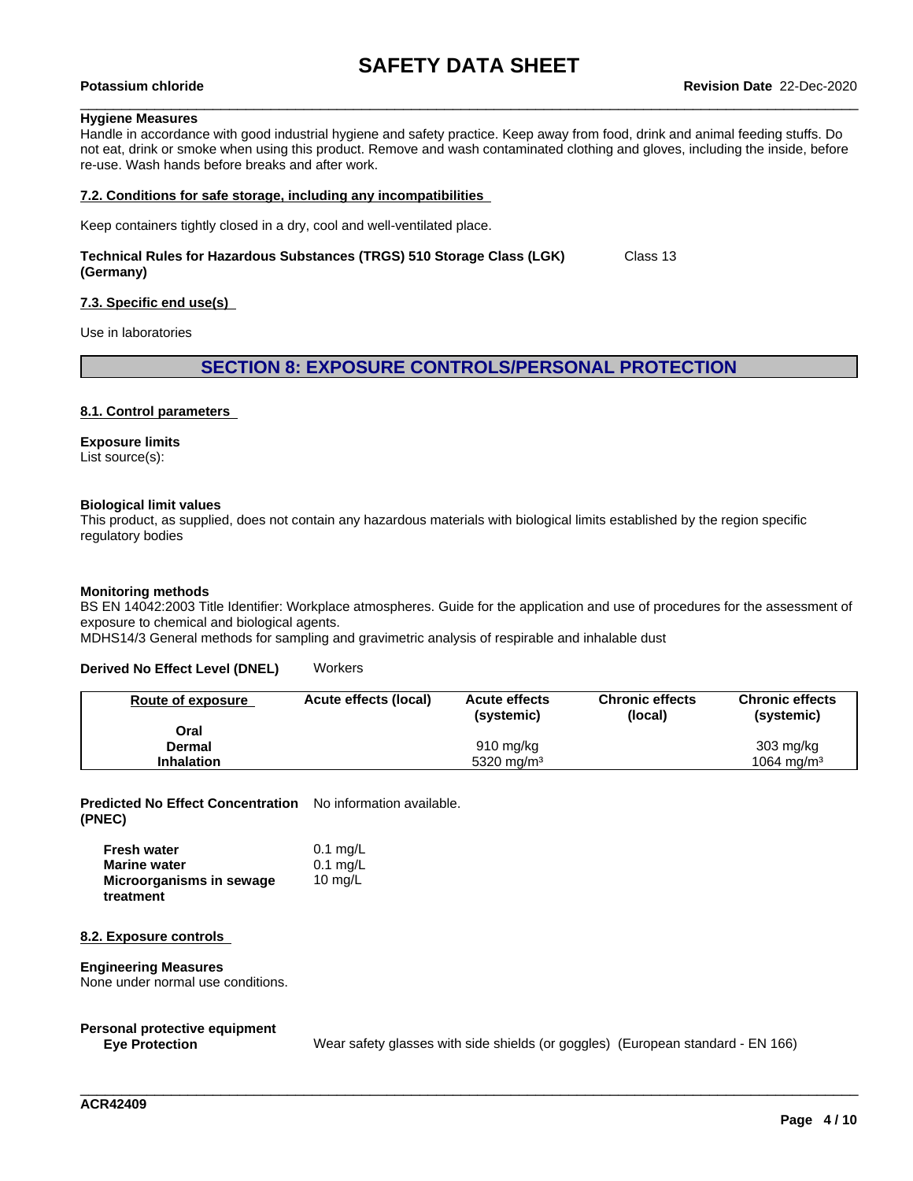**Hygiene Measures**
Handle in accordance with good industrial hygiene and safety practice. Keep away from food, drink and animal feeding stuffs. Do not eat, drink or smoke when using this product. Remove and wash contaminated clothing and gloves, including the inside, before re-use. Wash hands before breaks and after work.

### 7.2. Conditions for safe storage, including any incompatibilities

Keep containers tightly closed in a dry, cool and well-ventilated place.

**Technical Rules for Hazardous Substances (TRGS) 510 Storage Class (LGK) (Germany)** Class 13

### 7.3. Specific end use(s)

Use in laboratories

## SECTION 8: EXPOSURE CONTROLS/PERSONAL PROTECTION

### 8.1. Control parameters

**Exposure limits**
List source(s):

**Biological limit values**
This product, as supplied, does not contain any hazardous materials with biological limits established by the region specific regulatory bodies

**Monitoring methods**
BS EN 14042:2003 Title Identifier: Workplace atmospheres. Guide for the application and use of procedures for the assessment of exposure to chemical and biological agents.
MDHS14/3 General methods for sampling and gravimetric analysis of respirable and inhalable dust

**Derived No Effect Level (DNEL)** Workers

| Route of exposure | Acute effects (local) | Acute effects (systemic) | Chronic effects (local) | Chronic effects (systemic) |
|---|---|---|---|---|
| **Oral** | | | | |
| **Dermal** | | 910 mg/kg | | 303 mg/kg |
| **Inhalation** | | 5320 mg/m³ | | 1064 mg/m³ |

**Predicted No Effect Concentration (PNEC)** No information available.

| | |
|---|---|
| **Fresh water** | 0.1 mg/L |
| **Marine water** | 0.1 mg/L |
| **Microorganisms in sewage treatment** | 10 mg/L |

### 8.2. Exposure controls

**Engineering Measures**
None under normal use conditions.

**Personal protective equipment**
**Eye Protection** Wear safety glasses with side shields (or goggles) (European standard - EN 166)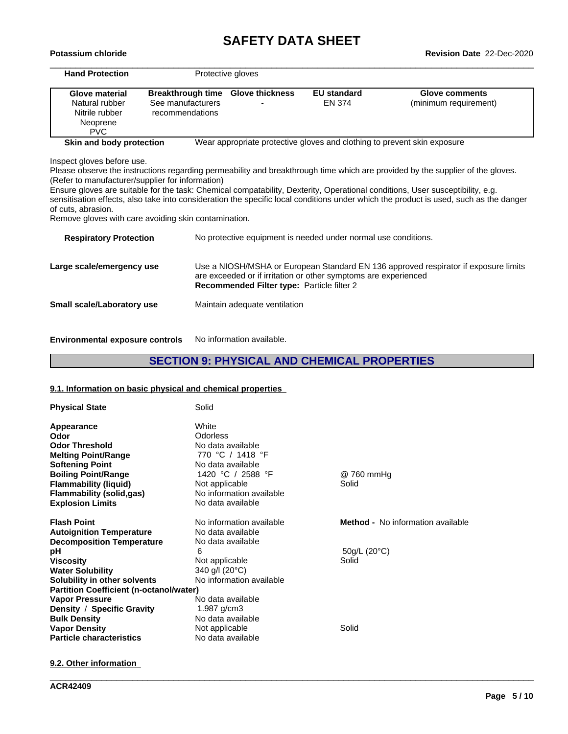**Hand Protection** Protective gloves

| Glove material | Breakthrough time | Glove thickness | EU standard | Glove comments |
|---|---|---|---|---|
| Natural rubber<br>Nitrile rubber<br>Neoprene<br>PVC | See manufacturers recommendations | - | EN 374 | (minimum requirement) |

**Skin and body protection** Wear appropriate protective gloves and clothing to prevent skin exposure

Inspect gloves before use.
Please observe the instructions regarding permeability and breakthrough time which are provided by the supplier of the gloves. (Refer to manufacturer/supplier for information)
Ensure gloves are suitable for the task: Chemical compatability, Dexterity, Operational conditions, User susceptibility, e.g. sensitisation effects, also take into consideration the specific local conditions under which the product is used, such as the danger of cuts, abrasion.
Remove gloves with care avoiding skin contamination.

**Respiratory Protection** No protective equipment is needed under normal use conditions.

**Large scale/emergency use** Use a NIOSH/MSHA or European Standard EN 136 approved respirator if exposure limits are exceeded or if irritation or other symptoms are experienced
**Recommended Filter type:** Particle filter 2

**Small scale/Laboratory use** Maintain adequate ventilation

**Environmental exposure controls** No information available.

## SECTION 9: PHYSICAL AND CHEMICAL PROPERTIES

### 9.1. Information on basic physical and chemical properties

| Property | Value | Remarks |
|---|---|---|
| **Physical State** | Solid | |
| **Appearance** | White | |
| **Odor** | Odorless | |
| **Odor Threshold** | No data available | |
| **Melting Point/Range** | 770 °C / 1418 °F | |
| **Softening Point** | No data available | |
| **Boiling Point/Range** | 1420 °C / 2588 °F | @ 760 mmHg |
| **Flammability (liquid)** | Not applicable | Solid |
| **Flammability (solid,gas)** | No information available | |
| **Explosion Limits** | No data available | |
| **Flash Point** | No information available | **Method -** No information available |
| **Autoignition Temperature** | No data available | |
| **Decomposition Temperature** | No data available | |
| **pH** | 6 | 50g/L (20°C) |
| **Viscosity** | Not applicable | Solid |
| **Water Solubility** | 340 g/l (20°C) | |
| **Solubility in other solvents** | No information available | |
| **Partition Coefficient (n-octanol/water)** | | |
| **Vapor Pressure** | No data available | |
| **Density / Specific Gravity** | 1.987 g/cm3 | |
| **Bulk Density** | No data available | |
| **Vapor Density** | Not applicable | Solid |
| **Particle characteristics** | No data available | |

### 9.2. Other information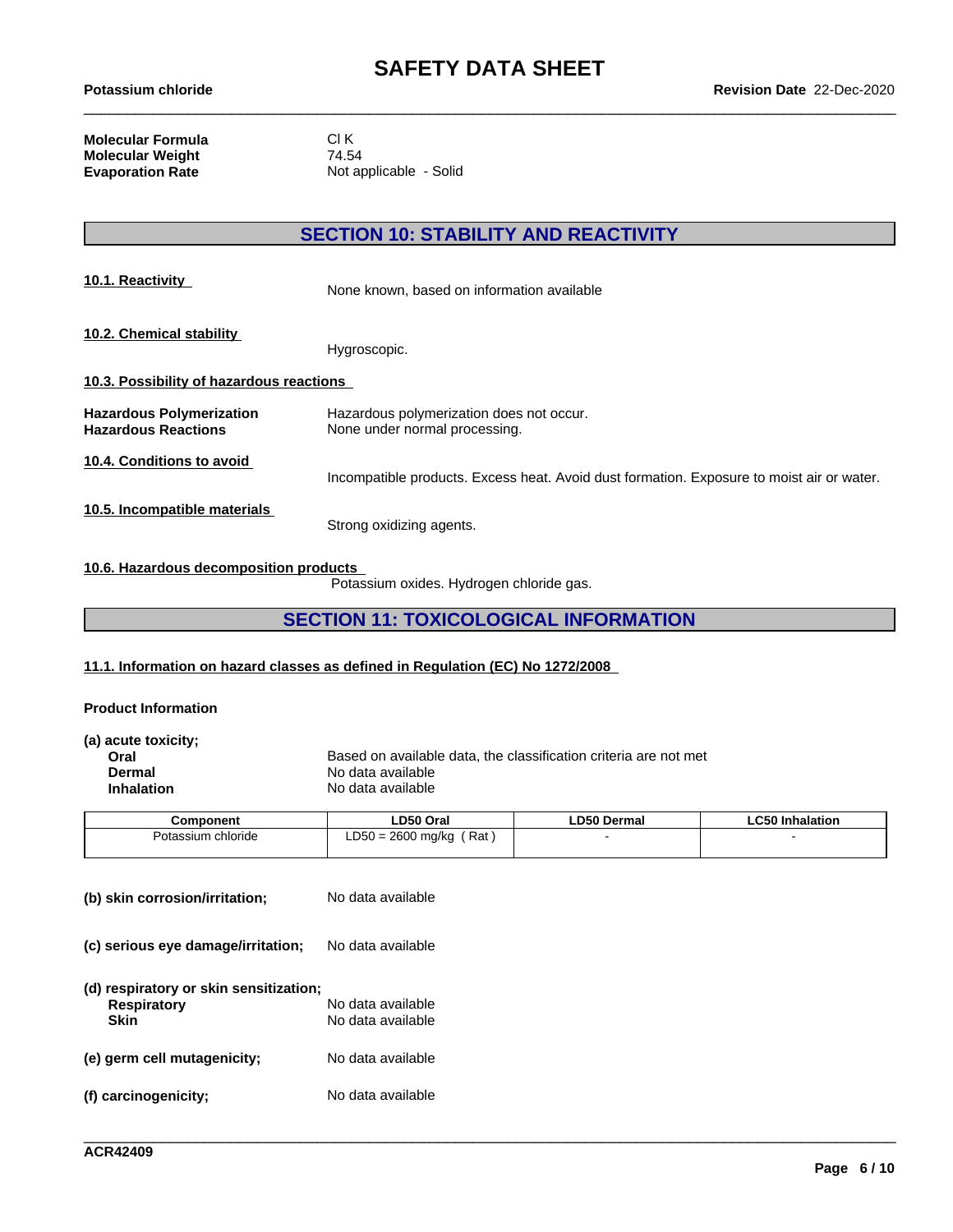| | |
|---|---|
| **Molecular Formula** | Cl K |
| **Molecular Weight** | 74.54 |
| **Evaporation Rate** | Not applicable - Solid |

## SECTION 10: STABILITY AND REACTIVITY

**10.1. Reactivity**

None known, based on information available

**10.2. Chemical stability**

Hygroscopic.

**10.3. Possibility of hazardous reactions**

| | |
|---|---|
| **Hazardous Polymerization** | Hazardous polymerization does not occur. |
| **Hazardous Reactions** | None under normal processing. |

**10.4. Conditions to avoid**

Incompatible products. Excess heat. Avoid dust formation. Exposure to moist air or water.

**10.5. Incompatible materials**

Strong oxidizing agents.

**10.6. Hazardous decomposition products**

Potassium oxides. Hydrogen chloride gas.

## SECTION 11: TOXICOLOGICAL INFORMATION

**11.1. Information on hazard classes as defined in Regulation (EC) No 1272/2008**

**Product Information**

**(a) acute toxicity;**

| | |
|---|---|
| **Oral** | Based on available data, the classification criteria are not met |
| **Dermal** | No data available |
| **Inhalation** | No data available |

| Component | LD50 Oral | LD50 Dermal | LC50 Inhalation |
|---|---|---|---|
| Potassium chloride | LD50 = 2600 mg/kg ( Rat ) | - | - |

**(b) skin corrosion/irritation;** No data available

**(c) serious eye damage/irritation;** No data available

**(d) respiratory or skin sensitization;**

| | |
|---|---|
| **Respiratory** | No data available |
| **Skin** | No data available |

**(e) germ cell mutagenicity;** No data available

**(f) carcinogenicity;** No data available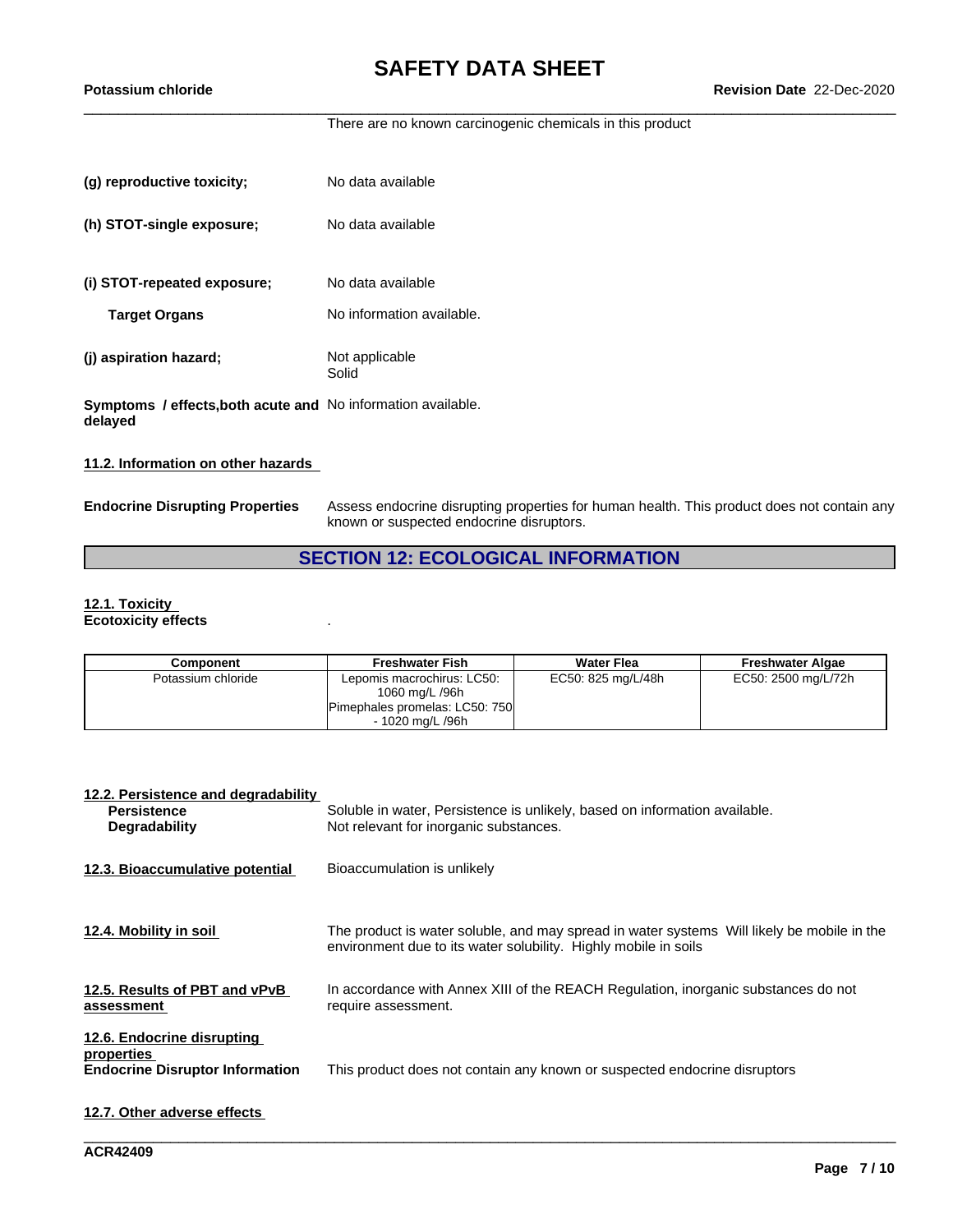There are no known carcinogenic chemicals in this product

**(g) reproductive toxicity;** No data available

**(h) STOT-single exposure;** No data available

**(i) STOT-repeated exposure;** No data available

**Target Organs** No information available.

**(j) aspiration hazard;** Not applicable
Solid

**Symptoms / effects,both acute and delayed** No information available.

**11.2. Information on other hazards**

**Endocrine Disrupting Properties** Assess endocrine disrupting properties for human health. This product does not contain any known or suspected endocrine disruptors.

## SECTION 12: ECOLOGICAL INFORMATION

**12.1. Toxicity**
**Ecotoxicity effects** .

| Component | Freshwater Fish | Water Flea | Freshwater Algae |
|---|---|---|---|
| Potassium chloride | Lepomis macrochirus: LC50: 1060 mg/L /96h<br>Pimephales promelas: LC50: 750 - 1020 mg/L /96h | EC50: 825 mg/L/48h | EC50: 2500 mg/L/72h |

**12.2. Persistence and degradability**
**Persistence** Soluble in water, Persistence is unlikely, based on information available.
**Degradability** Not relevant for inorganic substances.

**12.3. Bioaccumulative potential** Bioaccumulation is unlikely

**12.4. Mobility in soil** The product is water soluble, and may spread in water systems Will likely be mobile in the environment due to its water solubility. Highly mobile in soils

**12.5. Results of PBT and vPvB assessment** In accordance with Annex XIII of the REACH Regulation, inorganic substances do not require assessment.

**12.6. Endocrine disrupting properties**
**Endocrine Disruptor Information** This product does not contain any known or suspected endocrine disruptors

**12.7. Other adverse effects**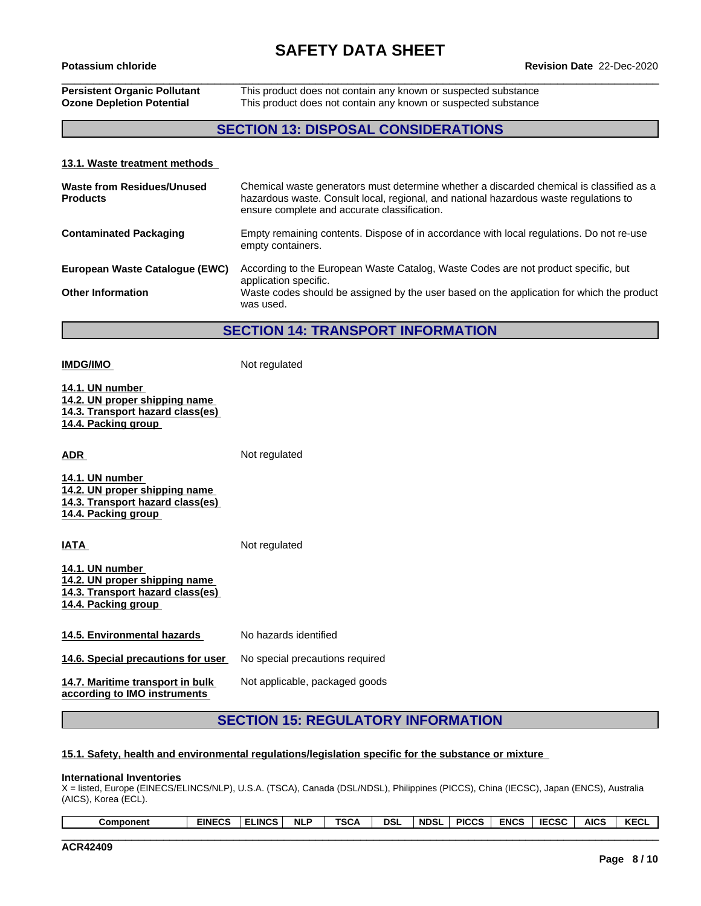| | |
|---|---|
| **Persistent Organic Pollutant** | This product does not contain any known or suspected substance |
| **Ozone Depletion Potential** | This product does not contain any known or suspected substance |

## SECTION 13: DISPOSAL CONSIDERATIONS

### 13.1. Waste treatment methods

| | |
|---|---|
| **Waste from Residues/Unused Products** | Chemical waste generators must determine whether a discarded chemical is classified as a hazardous waste. Consult local, regional, and national hazardous waste regulations to ensure complete and accurate classification. |
| **Contaminated Packaging** | Empty remaining contents. Dispose of in accordance with local regulations. Do not re-use empty containers. |
| **European Waste Catalogue (EWC)** | According to the European Waste Catalog, Waste Codes are not product specific, but application specific. |
| **Other Information** | Waste codes should be assigned by the user based on the application for which the product was used. |

## SECTION 14: TRANSPORT INFORMATION

**IMDG/IMO** Not regulated

**14.1. UN number**
**14.2. UN proper shipping name**
**14.3. Transport hazard class(es)**
**14.4. Packing group**

**ADR** Not regulated

**14.1. UN number**
**14.2. UN proper shipping name**
**14.3. Transport hazard class(es)**
**14.4. Packing group**

**IATA** Not regulated

**14.1. UN number**
**14.2. UN proper shipping name**
**14.3. Transport hazard class(es)**
**14.4. Packing group**

| | |
|---|---|
| **14.5. Environmental hazards** | No hazards identified |
| **14.6. Special precautions for user** | No special precautions required |
| **14.7. Maritime transport in bulk according to IMO instruments** | Not applicable, packaged goods |

## SECTION 15: REGULATORY INFORMATION

### 15.1. Safety, health and environmental regulations/legislation specific for the substance or mixture

**International Inventories**
X = listed, Europe (EINECS/ELINCS/NLP), U.S.A. (TSCA), Canada (DSL/NDSL), Philippines (PICCS), China (IECSC), Japan (ENCS), Australia (AICS), Korea (ECL).

| Component | EINECS | ELINCS | NLP | TSCA | DSL | NDSL | PICCS | ENCS | IECSC | AICS | KECL |
|---|---|---|---|---|---|---|---|---|---|---|---|

ACR42409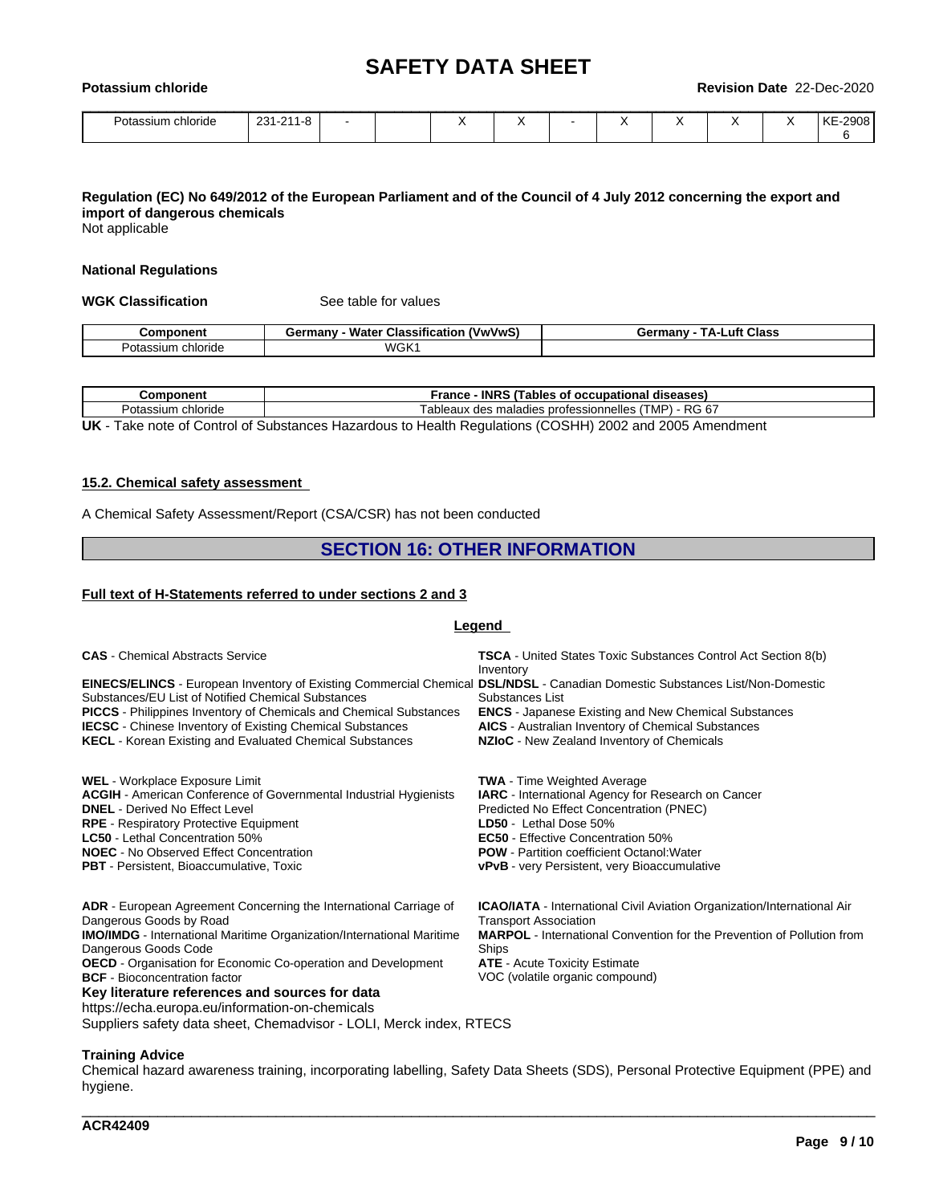| Potassium chloride | 231-211-8 | - | | X | X | - | X | X | X | X | KE-29086 |
|---|---|---|---|---|---|---|---|---|---|---|---|

**Regulation (EC) No 649/2012 of the European Parliament and of the Council of 4 July 2012 concerning the export and import of dangerous chemicals**

Not applicable

**National Regulations**

**WGK Classification** See table for values

| Component | Germany - Water Classification (VwVwS) | Germany - TA-Luft Class |
|---|---|---|
| Potassium chloride | WGK1 | |

| Component | France - INRS (Tables of occupational diseases) |
|---|---|
| Potassium chloride | Tableaux des maladies professionnelles (TMP) - RG 67 |

**UK** - Take note of Control of Substances Hazardous to Health Regulations (COSHH) 2002 and 2005 Amendment

**15.2. Chemical safety assessment**

A Chemical Safety Assessment/Report (CSA/CSR) has not been conducted

## SECTION 16: OTHER INFORMATION

**Full text of H-Statements referred to under sections 2 and 3**

**Legend**

**CAS** - Chemical Abstracts Service
**TSCA** - United States Toxic Substances Control Act Section 8(b) Inventory
**EINECS/ELINCS** - European Inventory of Existing Commercial Chemical Substances/EU List of Notified Chemical Substances
**DSL/NDSL** - Canadian Domestic Substances List/Non-Domestic Substances List
**PICCS** - Philippines Inventory of Chemicals and Chemical Substances
**ENCS** - Japanese Existing and New Chemical Substances
**IECSC** - Chinese Inventory of Existing Chemical Substances
**AICS** - Australian Inventory of Chemical Substances
**KECL** - Korean Existing and Evaluated Chemical Substances
**NZIoC** - New Zealand Inventory of Chemicals

**WEL** - Workplace Exposure Limit
**TWA** - Time Weighted Average
**ACGIH** - American Conference of Governmental Industrial Hygienists
**IARC** - International Agency for Research on Cancer
**DNEL** - Derived No Effect Level
Predicted No Effect Concentration (PNEC)
**RPE** - Respiratory Protective Equipment
**LD50** - Lethal Dose 50%
**LC50** - Lethal Concentration 50%
**EC50** - Effective Concentration 50%
**NOEC** - No Observed Effect Concentration
**POW** - Partition coefficient Octanol:Water
**PBT** - Persistent, Bioaccumulative, Toxic
**vPvB** - very Persistent, very Bioaccumulative

**ADR** - European Agreement Concerning the International Carriage of Dangerous Goods by Road
**ICAO/IATA** - International Civil Aviation Organization/International Air Transport Association
**IMO/IMDG** - International Maritime Organization/International Maritime Dangerous Goods Code
**MARPOL** - International Convention for the Prevention of Pollution from Ships
**OECD** - Organisation for Economic Co-operation and Development
**ATE** - Acute Toxicity Estimate
**BCF** - Bioconcentration factor
VOC (volatile organic compound)

**Key literature references and sources for data**

https://echa.europa.eu/information-on-chemicals

Suppliers safety data sheet, Chemadvisor - LOLI, Merck index, RTECS

**Training Advice**

Chemical hazard awareness training, incorporating labelling, Safety Data Sheets (SDS), Personal Protective Equipment (PPE) and hygiene.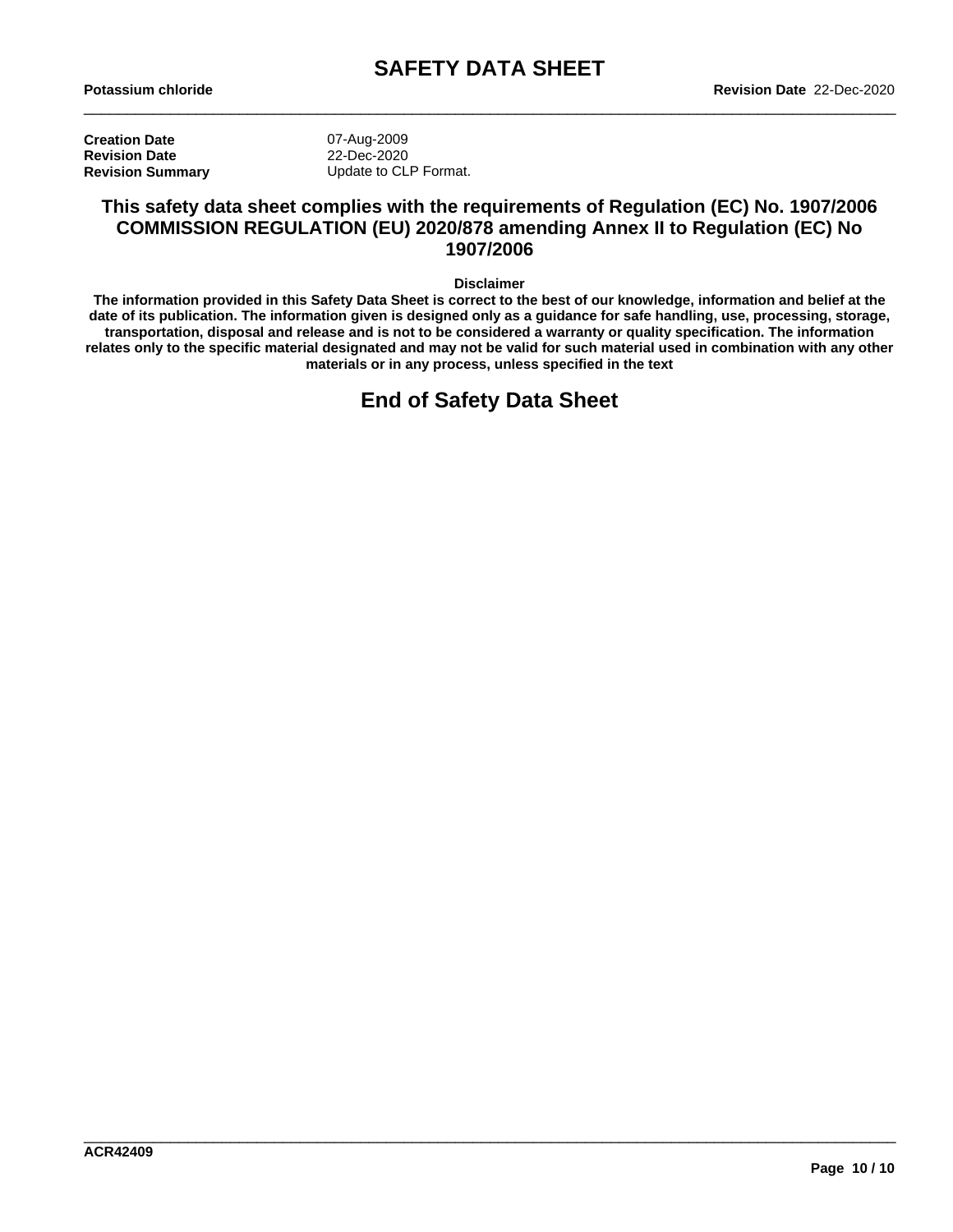| | |
|---|---|
| **Creation Date** | 07-Aug-2009 |
| **Revision Date** | 22-Dec-2020 |
| **Revision Summary** | Update to CLP Format. |

**This safety data sheet complies with the requirements of Regulation (EC) No. 1907/2006 COMMISSION REGULATION (EU) 2020/878 amending Annex II to Regulation (EC) No 1907/2006**

**Disclaimer**

**The information provided in this Safety Data Sheet is correct to the best of our knowledge, information and belief at the date of its publication. The information given is designed only as a guidance for safe handling, use, processing, storage, transportation, disposal and release and is not to be considered a warranty or quality specification. The information relates only to the specific material designated and may not be valid for such material used in combination with any other materials or in any process, unless specified in the text**

## End of Safety Data Sheet